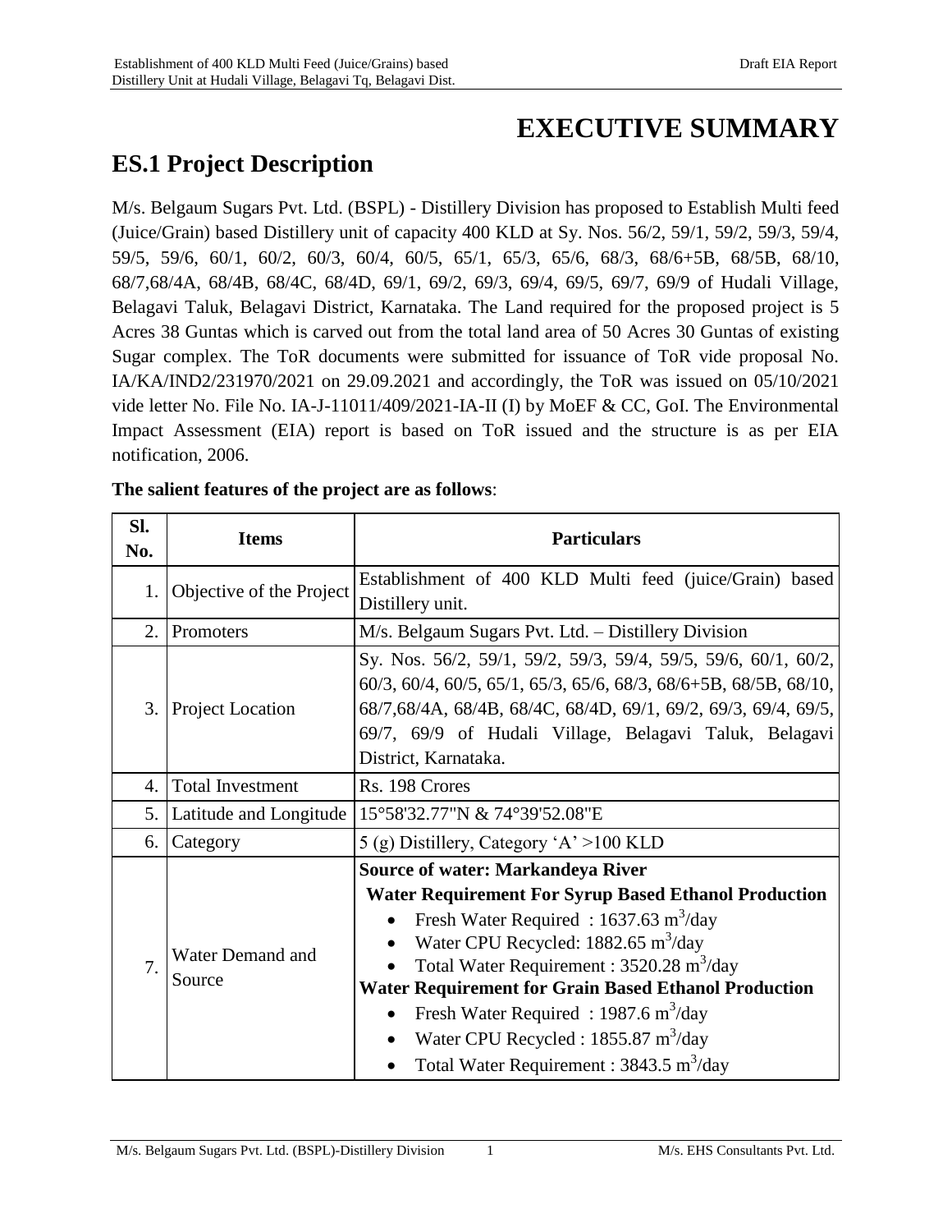# EXECUTIVE SUMMARY

## ES.1 Project Description

M/s. Belgaum Sugars Pvt. Ltd. (BSPL) - Distillery Division has proposed to Establish Multi feed (Juice/Grain) based Distillery unit of capacity 400 KLD at Sy. Nos. 56/2, 59/1, 59/2, 59/3, 59/4, 59/5, 59/6, 60/1, 60/2, 60/3, 60/4, 60/5, 65/1, 65/3, 65/6, 68/3, 68/6+5B, 68/5B, 68/10, 68/7,68/4A, 68/4B, 68/4C, 68/4D, 69/1, 69/2, 69/3, 69/4, 69/5, 69/7, 69/9 of Hudali Village, Belagavi Taluk, Belagavi District, Karnataka. The Land required for the proposed project is 5 Acres 38 Guntas which is carved out from the total land area of 50 Acres 30 Guntas of existing Sugar complex. The ToR documents were submitted for issuance of ToR vide proposal No. IA/KA/IND2/231970/2021 on 29.09.2021 and accordingly, the ToR was issued on 05/10/2021 vide letter No. File No. IA-J-11011/409/2021-IA-II (I) by MoEF & CC, GoI. The Environmental Impact Assessment (EIA) report is based on ToR issued and the structure is as per EIA notification, 2006.

**The salient features of the project are as follows**:

| Sl. No. | Items | Particulars |
|---|---|---|
| 1. | Objective of the Project | Establishment of 400 KLD Multi feed (juice/Grain) based Distillery unit. |
| 2. | Promoters | M/s. Belgaum Sugars Pvt. Ltd. – Distillery Division |
| 3. | Project Location | Sy. Nos. 56/2, 59/1, 59/2, 59/3, 59/4, 59/5, 59/6, 60/1, 60/2, 60/3, 60/4, 60/5, 65/1, 65/3, 65/6, 68/3, 68/6+5B, 68/5B, 68/10, 68/7,68/4A, 68/4B, 68/4C, 68/4D, 69/1, 69/2, 69/3, 69/4, 69/5, 69/7, 69/9 of Hudali Village, Belagavi Taluk, Belagavi District, Karnataka. |
| 4. | Total Investment | Rs. 198 Crores |
| 5. | Latitude and Longitude | 15°58'32.77"N & 74°39'52.08"E |
| 6. | Category | 5 (g) Distillery, Category 'A' >100 KLD |
| 7. | Water Demand and Source | **Source of water: Markandeya River**<br>**Water Requirement For Syrup Based Ethanol Production**<br>• Fresh Water Required : 1637.63 $m^3$/day<br>• Water CPU Recycled: 1882.65 $m^3$/day<br>• Total Water Requirement : 3520.28 $m^3$/day<br>**Water Requirement for Grain Based Ethanol Production**<br>• Fresh Water Required : 1987.6 $m^3$/day<br>• Water CPU Recycled : 1855.87 $m^3$/day<br>• Total Water Requirement : 3843.5 $m^3$/day |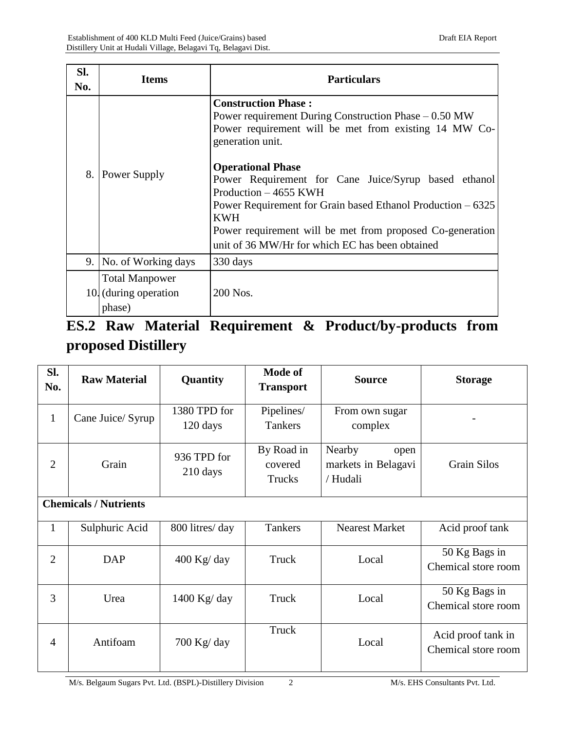| Sl. No. | Items | Particulars |
| --- | --- | --- |
| 8. | Power Supply | **Construction Phase :**<br>Power requirement During Construction Phase – 0.50 MW<br>Power requirement will be met from existing 14 MW Co-generation unit.<br><br>**Operational Phase**<br>Power Requirement for Cane Juice/Syrup based ethanol Production – 4655 KWH<br>Power Requirement for Grain based Ethanol Production – 6325 KWH<br>Power requirement will be met from proposed Co-generation unit of 36 MW/Hr for which EC has been obtained |
| 9. | No. of Working days | 330 days |
| 10. | Total Manpower (during operation phase) | 200 Nos. |

## ES.2 Raw Material Requirement & Product/by-products from proposed Distillery

| Sl. No. | Raw Material | Quantity | Mode of Transport | Source | Storage |
| --- | --- | --- | --- | --- | --- |
| 1 | Cane Juice/ Syrup | 1380 TPD for 120 days | Pipelines/ Tankers | From own sugar complex | - |
| 2 | Grain | 936 TPD for 210 days | By Road in covered Trucks | Nearby open markets in Belagavi / Hudali | Grain Silos |
| **Chemicals / Nutrients** | | | | | |
| 1 | Sulphuric Acid | 800 litres/ day | Tankers | Nearest Market | Acid proof tank |
| 2 | DAP | 400 Kg/ day | Truck | Local | 50 Kg Bags in Chemical store room |
| 3 | Urea | 1400 Kg/ day | Truck | Local | 50 Kg Bags in Chemical store room |
| 4 | Antifoam | 700 Kg/ day | Truck | Local | Acid proof tank in Chemical store room |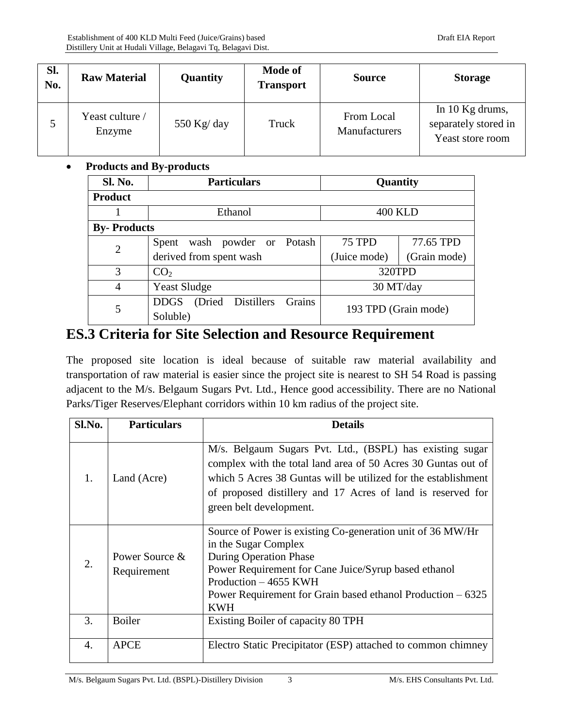| Sl. No. | Raw Material | Quantity | Mode of Transport | Source | Storage |
|---|---|---|---|---|---|
| 5 | Yeast culture / Enzyme | 550 Kg/ day | Truck | From Local Manufacturers | In 10 Kg drums, separately stored in Yeast store room |

- **Products and By-products**

| Sl. No. | Particulars | Quantity | |
|---|---|---|---|
| **Product** | | | |
| 1 | Ethanol | 400 KLD | |
| **By- Products** | | | |
| 2 | Spent wash powder or Potash derived from spent wash | 75 TPD (Juice mode) | 77.65 TPD (Grain mode) |
| 3 | $CO_2$ | 320TPD | |
| 4 | Yeast Sludge | 30 MT/day | |
| 5 | DDGS (Dried Distillers Grains Soluble) | 193 TPD (Grain mode) | |

## ES.3 Criteria for Site Selection and Resource Requirement

The proposed site location is ideal because of suitable raw material availability and transportation of raw material is easier since the project site is nearest to SH 54 Road is passing adjacent to the M/s. Belgaum Sugars Pvt. Ltd., Hence good accessibility. There are no National Parks/Tiger Reserves/Elephant corridors within 10 km radius of the project site.

| Sl.No. | Particulars | Details |
|---|---|---|
| 1. | Land (Acre) | M/s. Belgaum Sugars Pvt. Ltd., (BSPL) has existing sugar complex with the total land area of 50 Acres 30 Guntas out of which 5 Acres 38 Guntas will be utilized for the establishment of proposed distillery and 17 Acres of land is reserved for green belt development. |
| 2. | Power Source & Requirement | Source of Power is existing Co-generation unit of 36 MW/Hr in the Sugar Complex<br>During Operation Phase<br>Power Requirement for Cane Juice/Syrup based ethanol Production – 4655 KWH<br>Power Requirement for Grain based ethanol Production – 6325 KWH |
| 3. | Boiler | Existing Boiler of capacity 80 TPH |
| 4. | APCE | Electro Static Precipitator (ESP) attached to common chimney |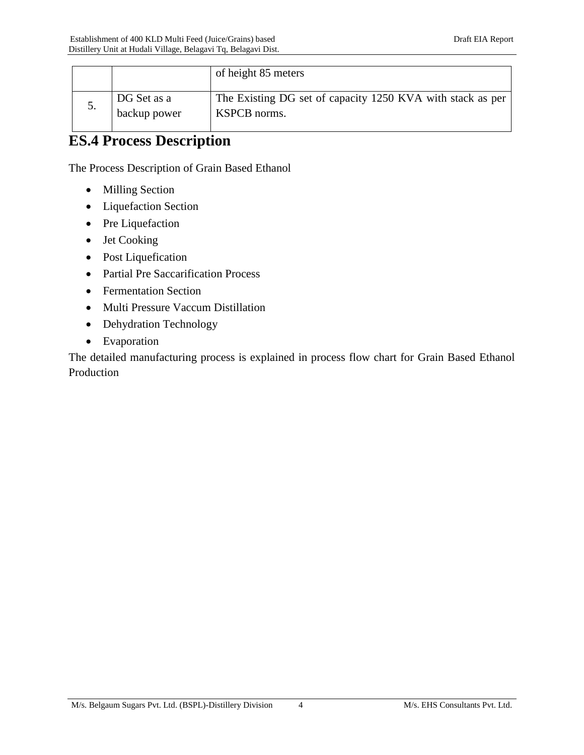|  |  | of height 85 meters |
| --- | --- | --- |
| 5. | DG Set as a backup power | The Existing DG set of capacity 1250 KVA with stack as per KSPCB norms. |

## ES.4 Process Description

The Process Description of Grain Based Ethanol

- Milling Section
- Liquefaction Section
- Pre Liquefaction
- Jet Cooking
- Post Liquefication
- Partial Pre Saccarification Process
- Fermentation Section
- Multi Pressure Vaccum Distillation
- Dehydration Technology
- Evaporation

The detailed manufacturing process is explained in process flow chart for Grain Based Ethanol Production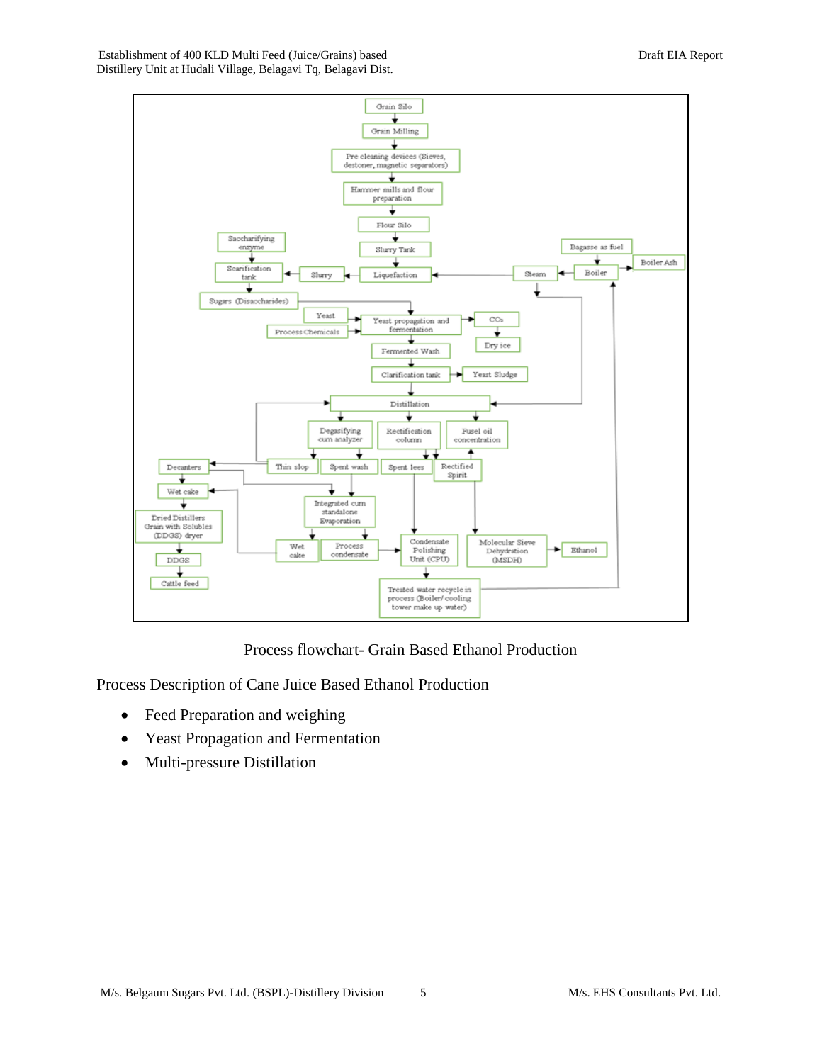Grain Silo → Grain Milling → Pre cleaning devices (Sieves, destoner, magnetic separators) → Hammer mills and flour preparation → Flour Silo → Slurry Tank → Liquefaction → Slurry → Scarification tank (Saccharifying enzyme) → Sugars (Disaccharides) → Yeast propagation and fermentation (Yeast, Process Chemicals) → $CO_2$ → Dry ice

Bagasse as fuel → Boiler → Boiler Ash; Boiler → Steam → Liquefaction, Distillation

Yeast propagation and fermentation → Fermented Wash → Clarification tank → Yeast Sludge

Clarification tank → Distillation → Degasifying cum analyzer, Rectification column, Fusel oil concentration

Degasifying cum analyzer → Thin slop, Spent wash; Rectification column → Spent lees, Rectified Spirit

Thin slop → Decanters → Wet cake → Dried Distillers Grain with Solubles (DDGS) dryer → DDGS → Cattle feed

Spent wash → Integrated cum standalone Evaporation → Wet cake, Process condensate → Condensate Polishing Unit (CPU) → Treated water recycle in process (Boiler/ cooling tower make up water) → Boiler

Rectified Spirit → Molecular Sieve Dehydration (MSDH) → Ethanol

Process flowchart- Grain Based Ethanol Production

Process Description of Cane Juice Based Ethanol Production

- Feed Preparation and weighing
- Yeast Propagation and Fermentation
- Multi-pressure Distillation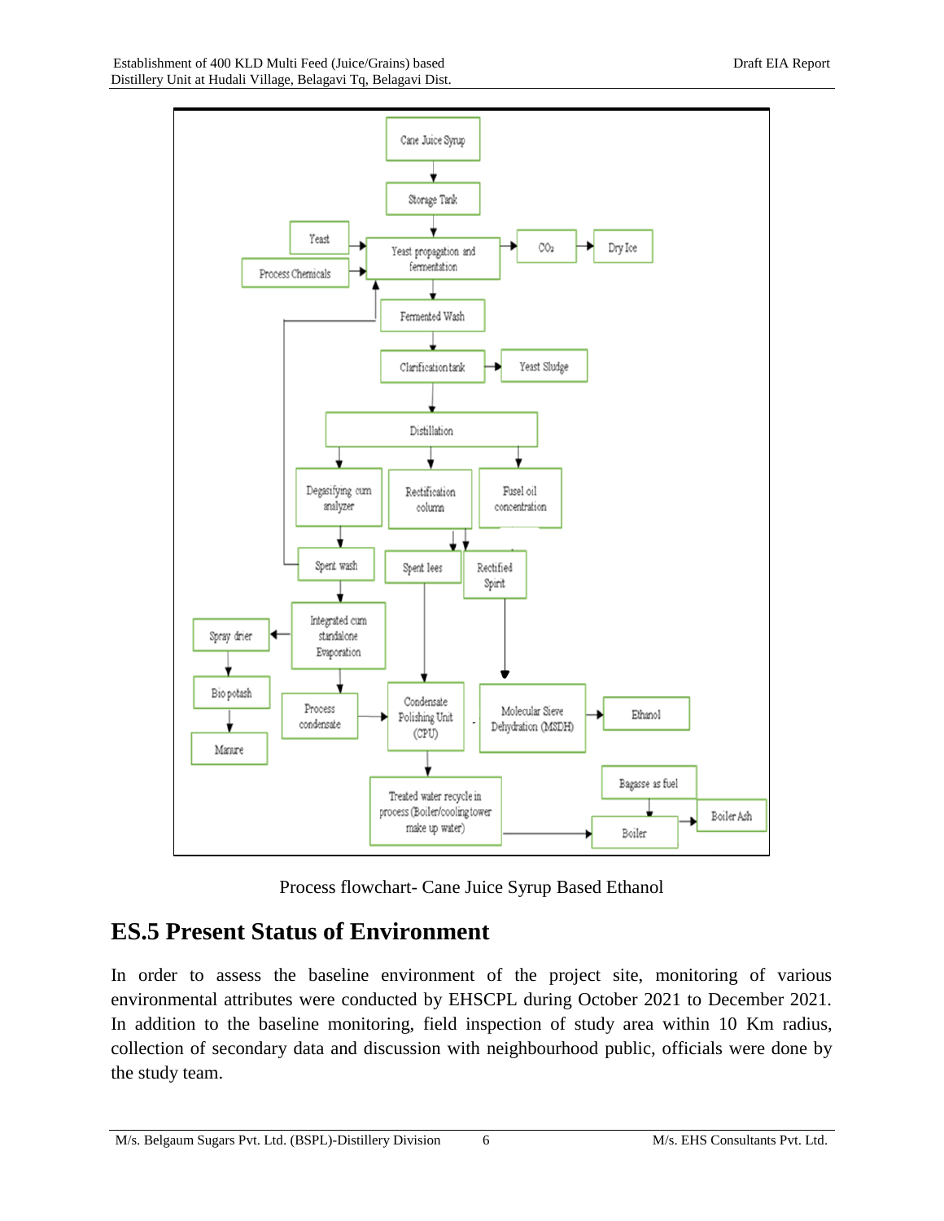Process flowchart- Cane Juice Syrup Based Ethanol

## ES.5 Present Status of Environment

In order to assess the baseline environment of the project site, monitoring of various environmental attributes were conducted by EHSCPL during October 2021 to December 2021. In addition to the baseline monitoring, field inspection of study area within 10 Km radius, collection of secondary data and discussion with neighbourhood public, officials were done by the study team.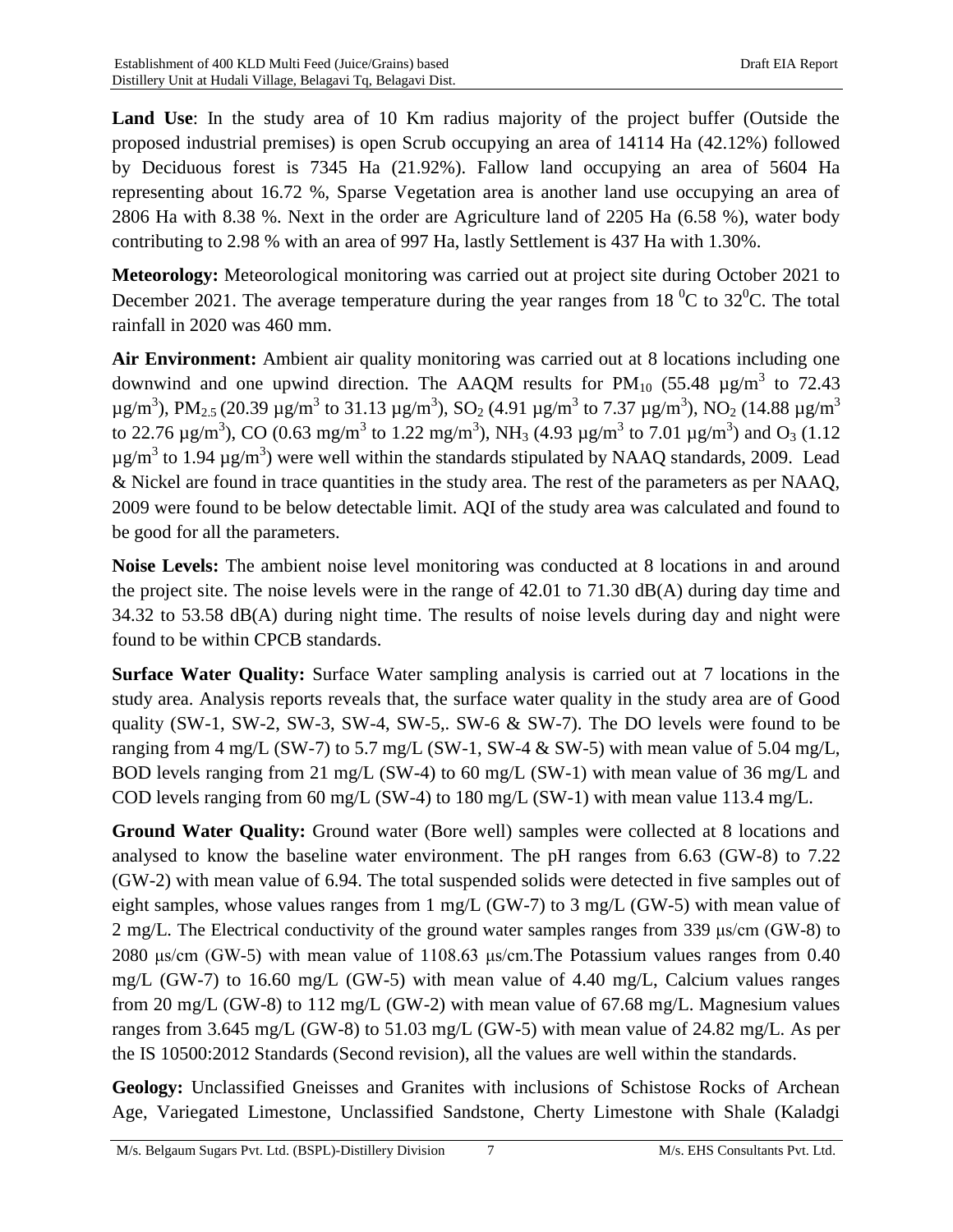**Land Use**: In the study area of 10 Km radius majority of the project buffer (Outside the proposed industrial premises) is open Scrub occupying an area of 14114 Ha (42.12%) followed by Deciduous forest is 7345 Ha (21.92%). Fallow land occupying an area of 5604 Ha representing about 16.72 %, Sparse Vegetation area is another land use occupying an area of 2806 Ha with 8.38 %. Next in the order are Agriculture land of 2205 Ha (6.58 %), water body contributing to 2.98 % with an area of 997 Ha, lastly Settlement is 437 Ha with 1.30%.

**Meteorology:** Meteorological monitoring was carried out at project site during October 2021 to December 2021. The average temperature during the year ranges from 18 $^0$C to 32$^0$C. The total rainfall in 2020 was 460 mm.

**Air Environment:** Ambient air quality monitoring was carried out at 8 locations including one downwind and one upwind direction. The AAQM results for $PM_{10}$ (55.48 µg/m$^3$ to 72.43 µg/m$^3$), $PM_{2.5}$ (20.39 µg/m$^3$ to 31.13 µg/m$^3$), $SO_2$ (4.91 µg/m$^3$ to 7.37 µg/m$^3$), $NO_2$ (14.88 µg/m$^3$ to 22.76 µg/m$^3$), CO (0.63 mg/m$^3$ to 1.22 mg/m$^3$), $NH_3$ (4.93 µg/m$^3$ to 7.01 µg/m$^3$) and $O_3$ (1.12 µg/m$^3$ to 1.94 µg/m$^3$) were well within the standards stipulated by NAAQ standards, 2009. Lead & Nickel are found in trace quantities in the study area. The rest of the parameters as per NAAQ, 2009 were found to be below detectable limit. AQI of the study area was calculated and found to be good for all the parameters.

**Noise Levels:** The ambient noise level monitoring was conducted at 8 locations in and around the project site. The noise levels were in the range of 42.01 to 71.30 dB(A) during day time and 34.32 to 53.58 dB(A) during night time. The results of noise levels during day and night were found to be within CPCB standards.

**Surface Water Quality:** Surface Water sampling analysis is carried out at 7 locations in the study area. Analysis reports reveals that, the surface water quality in the study area are of Good quality (SW-1, SW-2, SW-3, SW-4, SW-5,. SW-6 & SW-7). The DO levels were found to be ranging from 4 mg/L (SW-7) to 5.7 mg/L (SW-1, SW-4 & SW-5) with mean value of 5.04 mg/L, BOD levels ranging from 21 mg/L (SW-4) to 60 mg/L (SW-1) with mean value of 36 mg/L and COD levels ranging from 60 mg/L (SW-4) to 180 mg/L (SW-1) with mean value 113.4 mg/L.

**Ground Water Quality:** Ground water (Bore well) samples were collected at 8 locations and analysed to know the baseline water environment. The pH ranges from 6.63 (GW-8) to 7.22 (GW-2) with mean value of 6.94. The total suspended solids were detected in five samples out of eight samples, whose values ranges from 1 mg/L (GW-7) to 3 mg/L (GW-5) with mean value of 2 mg/L. The Electrical conductivity of the ground water samples ranges from 339 µs/cm (GW-8) to 2080 µs/cm (GW-5) with mean value of 1108.63 µs/cm.The Potassium values ranges from 0.40 mg/L (GW-7) to 16.60 mg/L (GW-5) with mean value of 4.40 mg/L, Calcium values ranges from 20 mg/L (GW-8) to 112 mg/L (GW-2) with mean value of 67.68 mg/L. Magnesium values ranges from 3.645 mg/L (GW-8) to 51.03 mg/L (GW-5) with mean value of 24.82 mg/L. As per the IS 10500:2012 Standards (Second revision), all the values are well within the standards.

**Geology:** Unclassified Gneisses and Granites with inclusions of Schistose Rocks of Archean Age, Variegated Limestone, Unclassified Sandstone, Cherty Limestone with Shale (Kaladgi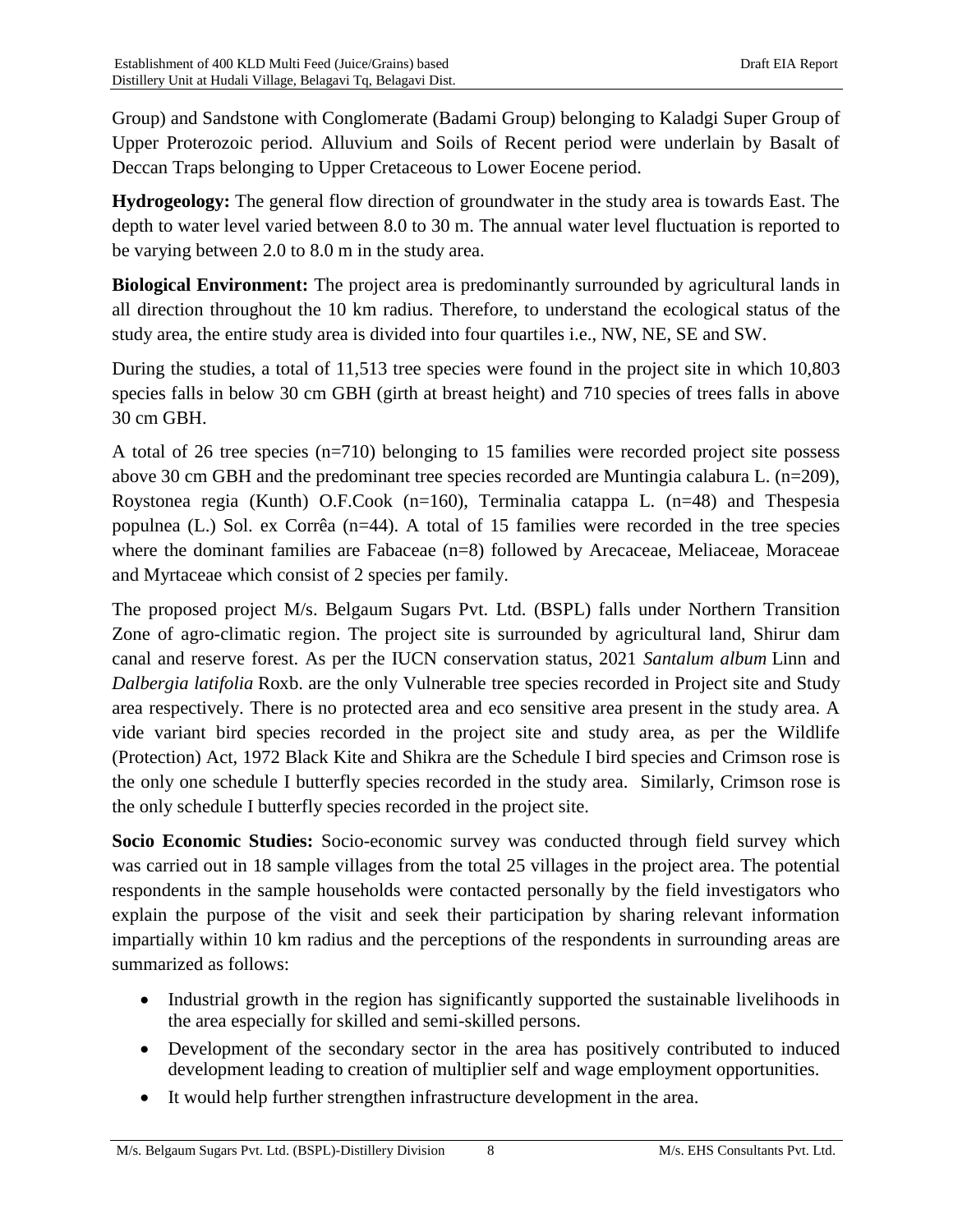Group) and Sandstone with Conglomerate (Badami Group) belonging to Kaladgi Super Group of Upper Proterozoic period. Alluvium and Soils of Recent period were underlain by Basalt of Deccan Traps belonging to Upper Cretaceous to Lower Eocene period.

**Hydrogeology:** The general flow direction of groundwater in the study area is towards East. The depth to water level varied between 8.0 to 30 m. The annual water level fluctuation is reported to be varying between 2.0 to 8.0 m in the study area.

**Biological Environment:** The project area is predominantly surrounded by agricultural lands in all direction throughout the 10 km radius. Therefore, to understand the ecological status of the study area, the entire study area is divided into four quartiles i.e., NW, NE, SE and SW.

During the studies, a total of 11,513 tree species were found in the project site in which 10,803 species falls in below 30 cm GBH (girth at breast height) and 710 species of trees falls in above 30 cm GBH.

A total of 26 tree species (n=710) belonging to 15 families were recorded project site possess above 30 cm GBH and the predominant tree species recorded are Muntingia calabura L. (n=209), Roystonea regia (Kunth) O.F.Cook (n=160), Terminalia catappa L. (n=48) and Thespesia populnea (L.) Sol. ex Corrêa (n=44). A total of 15 families were recorded in the tree species where the dominant families are Fabaceae (n=8) followed by Arecaceae, Meliaceae, Moraceae and Myrtaceae which consist of 2 species per family.

The proposed project M/s. Belgaum Sugars Pvt. Ltd. (BSPL) falls under Northern Transition Zone of agro-climatic region. The project site is surrounded by agricultural land, Shirur dam canal and reserve forest. As per the IUCN conservation status, 2021 *Santalum album* Linn and *Dalbergia latifolia* Roxb. are the only Vulnerable tree species recorded in Project site and Study area respectively. There is no protected area and eco sensitive area present in the study area. A vide variant bird species recorded in the project site and study area, as per the Wildlife (Protection) Act, 1972 Black Kite and Shikra are the Schedule I bird species and Crimson rose is the only one schedule I butterfly species recorded in the study area. Similarly, Crimson rose is the only schedule I butterfly species recorded in the project site.

**Socio Economic Studies:** Socio-economic survey was conducted through field survey which was carried out in 18 sample villages from the total 25 villages in the project area. The potential respondents in the sample households were contacted personally by the field investigators who explain the purpose of the visit and seek their participation by sharing relevant information impartially within 10 km radius and the perceptions of the respondents in surrounding areas are summarized as follows:

- Industrial growth in the region has significantly supported the sustainable livelihoods in the area especially for skilled and semi-skilled persons.
- Development of the secondary sector in the area has positively contributed to induced development leading to creation of multiplier self and wage employment opportunities.
- It would help further strengthen infrastructure development in the area.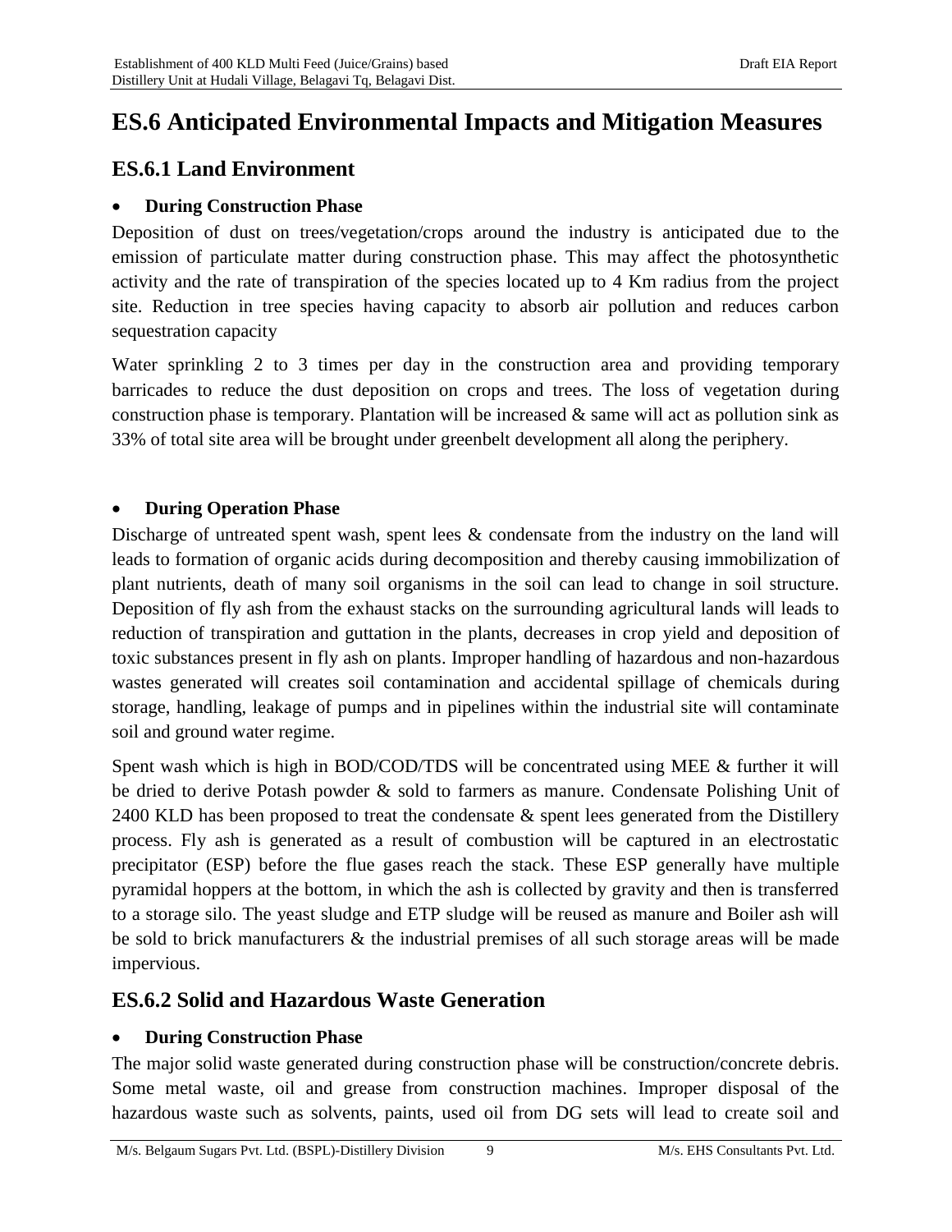# ES.6 Anticipated Environmental Impacts and Mitigation Measures

## ES.6.1 Land Environment

- **During Construction Phase**

Deposition of dust on trees/vegetation/crops around the industry is anticipated due to the emission of particulate matter during construction phase. This may affect the photosynthetic activity and the rate of transpiration of the species located up to 4 Km radius from the project site. Reduction in tree species having capacity to absorb air pollution and reduces carbon sequestration capacity

Water sprinkling 2 to 3 times per day in the construction area and providing temporary barricades to reduce the dust deposition on crops and trees. The loss of vegetation during construction phase is temporary. Plantation will be increased & same will act as pollution sink as 33% of total site area will be brought under greenbelt development all along the periphery.

- **During Operation Phase**

Discharge of untreated spent wash, spent lees & condensate from the industry on the land will leads to formation of organic acids during decomposition and thereby causing immobilization of plant nutrients, death of many soil organisms in the soil can lead to change in soil structure. Deposition of fly ash from the exhaust stacks on the surrounding agricultural lands will leads to reduction of transpiration and guttation in the plants, decreases in crop yield and deposition of toxic substances present in fly ash on plants. Improper handling of hazardous and non-hazardous wastes generated will creates soil contamination and accidental spillage of chemicals during storage, handling, leakage of pumps and in pipelines within the industrial site will contaminate soil and ground water regime.

Spent wash which is high in BOD/COD/TDS will be concentrated using MEE & further it will be dried to derive Potash powder & sold to farmers as manure. Condensate Polishing Unit of 2400 KLD has been proposed to treat the condensate & spent lees generated from the Distillery process. Fly ash is generated as a result of combustion will be captured in an electrostatic precipitator (ESP) before the flue gases reach the stack. These ESP generally have multiple pyramidal hoppers at the bottom, in which the ash is collected by gravity and then is transferred to a storage silo. The yeast sludge and ETP sludge will be reused as manure and Boiler ash will be sold to brick manufacturers & the industrial premises of all such storage areas will be made impervious.

## ES.6.2 Solid and Hazardous Waste Generation

- **During Construction Phase**

The major solid waste generated during construction phase will be construction/concrete debris. Some metal waste, oil and grease from construction machines. Improper disposal of the hazardous waste such as solvents, paints, used oil from DG sets will lead to create soil and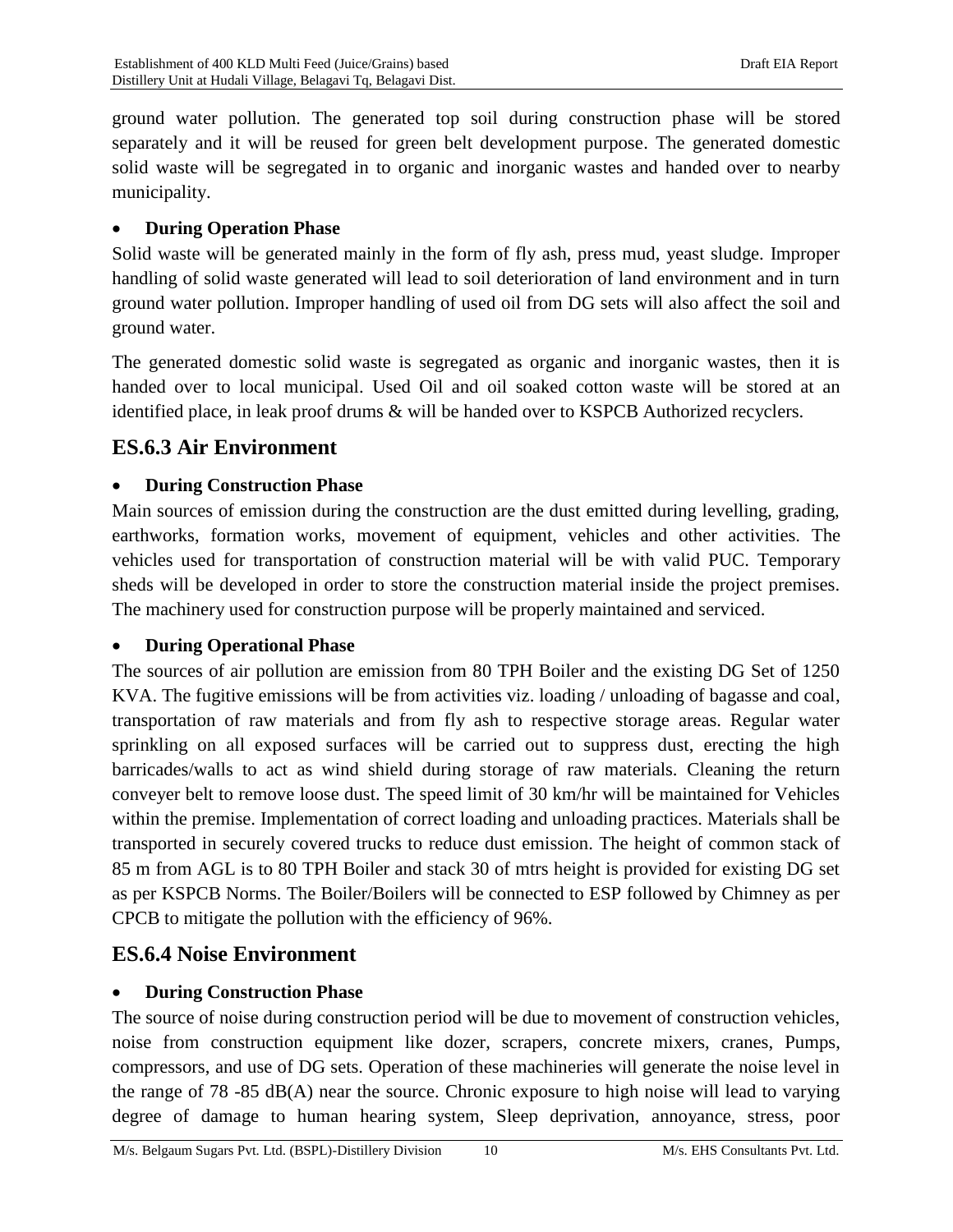ground water pollution. The generated top soil during construction phase will be stored separately and it will be reused for green belt development purpose. The generated domestic solid waste will be segregated in to organic and inorganic wastes and handed over to nearby municipality.

- **During Operation Phase**

Solid waste will be generated mainly in the form of fly ash, press mud, yeast sludge. Improper handling of solid waste generated will lead to soil deterioration of land environment and in turn ground water pollution. Improper handling of used oil from DG sets will also affect the soil and ground water.

The generated domestic solid waste is segregated as organic and inorganic wastes, then it is handed over to local municipal. Used Oil and oil soaked cotton waste will be stored at an identified place, in leak proof drums & will be handed over to KSPCB Authorized recyclers.

## ES.6.3 Air Environment

- **During Construction Phase**

Main sources of emission during the construction are the dust emitted during levelling, grading, earthworks, formation works, movement of equipment, vehicles and other activities. The vehicles used for transportation of construction material will be with valid PUC. Temporary sheds will be developed in order to store the construction material inside the project premises. The machinery used for construction purpose will be properly maintained and serviced.

- **During Operational Phase**

The sources of air pollution are emission from 80 TPH Boiler and the existing DG Set of 1250 KVA. The fugitive emissions will be from activities viz. loading / unloading of bagasse and coal, transportation of raw materials and from fly ash to respective storage areas. Regular water sprinkling on all exposed surfaces will be carried out to suppress dust, erecting the high barricades/walls to act as wind shield during storage of raw materials. Cleaning the return conveyer belt to remove loose dust. The speed limit of 30 km/hr will be maintained for Vehicles within the premise. Implementation of correct loading and unloading practices. Materials shall be transported in securely covered trucks to reduce dust emission. The height of common stack of 85 m from AGL is to 80 TPH Boiler and stack 30 of mtrs height is provided for existing DG set as per KSPCB Norms. The Boiler/Boilers will be connected to ESP followed by Chimney as per CPCB to mitigate the pollution with the efficiency of 96%.

## ES.6.4 Noise Environment

- **During Construction Phase**

The source of noise during construction period will be due to movement of construction vehicles, noise from construction equipment like dozer, scrapers, concrete mixers, cranes, Pumps, compressors, and use of DG sets. Operation of these machineries will generate the noise level in the range of 78 -85 dB(A) near the source. Chronic exposure to high noise will lead to varying degree of damage to human hearing system, Sleep deprivation, annoyance, stress, poor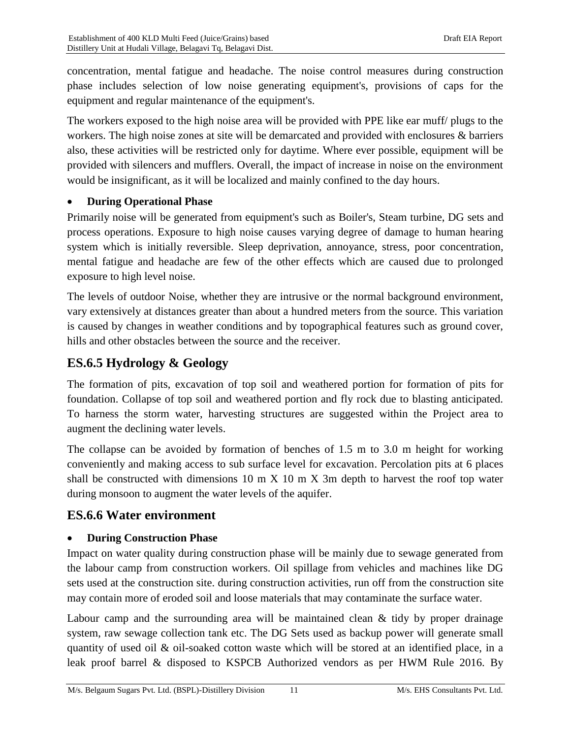concentration, mental fatigue and headache. The noise control measures during construction phase includes selection of low noise generating equipment's, provisions of caps for the equipment and regular maintenance of the equipment's.

The workers exposed to the high noise area will be provided with PPE like ear muff/ plugs to the workers. The high noise zones at site will be demarcated and provided with enclosures & barriers also, these activities will be restricted only for daytime. Where ever possible, equipment will be provided with silencers and mufflers. Overall, the impact of increase in noise on the environment would be insignificant, as it will be localized and mainly confined to the day hours.

- **During Operational Phase**

Primarily noise will be generated from equipment's such as Boiler's, Steam turbine, DG sets and process operations. Exposure to high noise causes varying degree of damage to human hearing system which is initially reversible. Sleep deprivation, annoyance, stress, poor concentration, mental fatigue and headache are few of the other effects which are caused due to prolonged exposure to high level noise.

The levels of outdoor Noise, whether they are intrusive or the normal background environment, vary extensively at distances greater than about a hundred meters from the source. This variation is caused by changes in weather conditions and by topographical features such as ground cover, hills and other obstacles between the source and the receiver.

## ES.6.5 Hydrology & Geology

The formation of pits, excavation of top soil and weathered portion for formation of pits for foundation. Collapse of top soil and weathered portion and fly rock due to blasting anticipated. To harness the storm water, harvesting structures are suggested within the Project area to augment the declining water levels.

The collapse can be avoided by formation of benches of 1.5 m to 3.0 m height for working conveniently and making access to sub surface level for excavation. Percolation pits at 6 places shall be constructed with dimensions 10 m X 10 m X 3m depth to harvest the roof top water during monsoon to augment the water levels of the aquifer.

## ES.6.6 Water environment

- **During Construction Phase**

Impact on water quality during construction phase will be mainly due to sewage generated from the labour camp from construction workers. Oil spillage from vehicles and machines like DG sets used at the construction site. during construction activities, run off from the construction site may contain more of eroded soil and loose materials that may contaminate the surface water.

Labour camp and the surrounding area will be maintained clean & tidy by proper drainage system, raw sewage collection tank etc. The DG Sets used as backup power will generate small quantity of used oil & oil-soaked cotton waste which will be stored at an identified place, in a leak proof barrel & disposed to KSPCB Authorized vendors as per HWM Rule 2016. By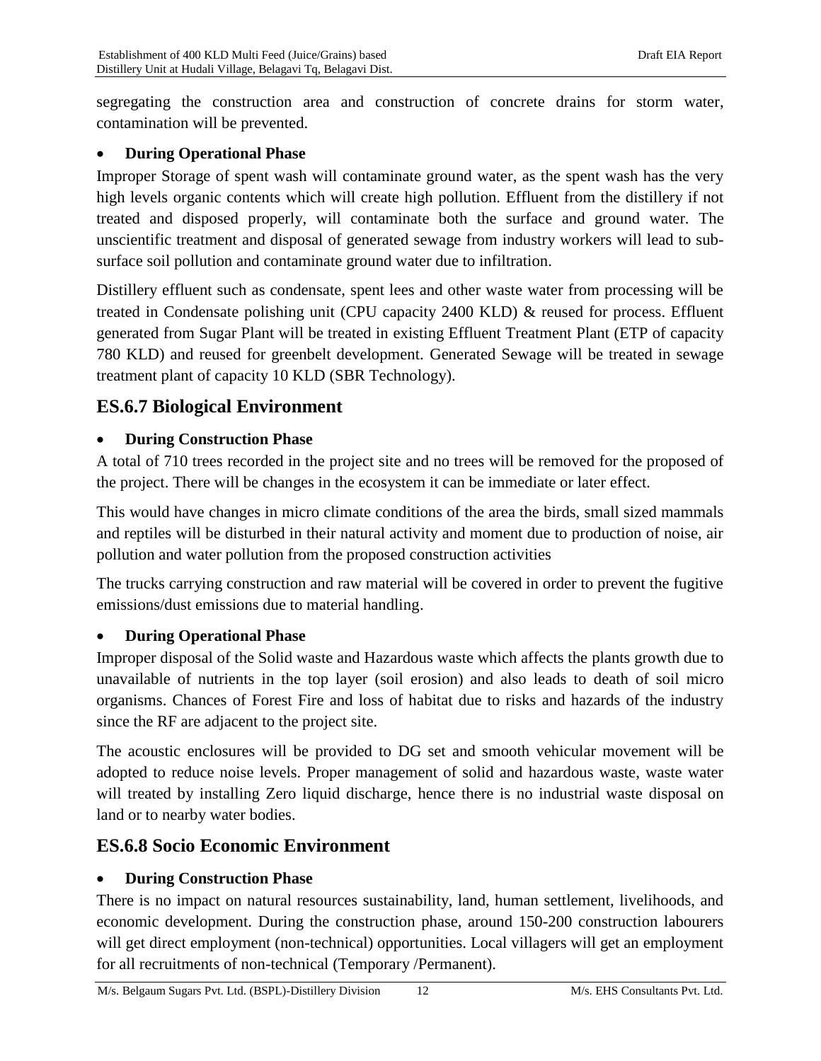segregating the construction area and construction of concrete drains for storm water, contamination will be prevented.

- **During Operational Phase**

Improper Storage of spent wash will contaminate ground water, as the spent wash has the very high levels organic contents which will create high pollution. Effluent from the distillery if not treated and disposed properly, will contaminate both the surface and ground water. The unscientific treatment and disposal of generated sewage from industry workers will lead to sub-surface soil pollution and contaminate ground water due to infiltration.

Distillery effluent such as condensate, spent lees and other waste water from processing will be treated in Condensate polishing unit (CPU capacity 2400 KLD) & reused for process. Effluent generated from Sugar Plant will be treated in existing Effluent Treatment Plant (ETP of capacity 780 KLD) and reused for greenbelt development. Generated Sewage will be treated in sewage treatment plant of capacity 10 KLD (SBR Technology).

## ES.6.7 Biological Environment

- **During Construction Phase**

A total of 710 trees recorded in the project site and no trees will be removed for the proposed of the project. There will be changes in the ecosystem it can be immediate or later effect.

This would have changes in micro climate conditions of the area the birds, small sized mammals and reptiles will be disturbed in their natural activity and moment due to production of noise, air pollution and water pollution from the proposed construction activities

The trucks carrying construction and raw material will be covered in order to prevent the fugitive emissions/dust emissions due to material handling.

- **During Operational Phase**

Improper disposal of the Solid waste and Hazardous waste which affects the plants growth due to unavailable of nutrients in the top layer (soil erosion) and also leads to death of soil micro organisms. Chances of Forest Fire and loss of habitat due to risks and hazards of the industry since the RF are adjacent to the project site.

The acoustic enclosures will be provided to DG set and smooth vehicular movement will be adopted to reduce noise levels. Proper management of solid and hazardous waste, waste water will treated by installing Zero liquid discharge, hence there is no industrial waste disposal on land or to nearby water bodies.

## ES.6.8 Socio Economic Environment

- **During Construction Phase**

There is no impact on natural resources sustainability, land, human settlement, livelihoods, and economic development. During the construction phase, around 150-200 construction labourers will get direct employment (non-technical) opportunities. Local villagers will get an employment for all recruitments of non-technical (Temporary /Permanent).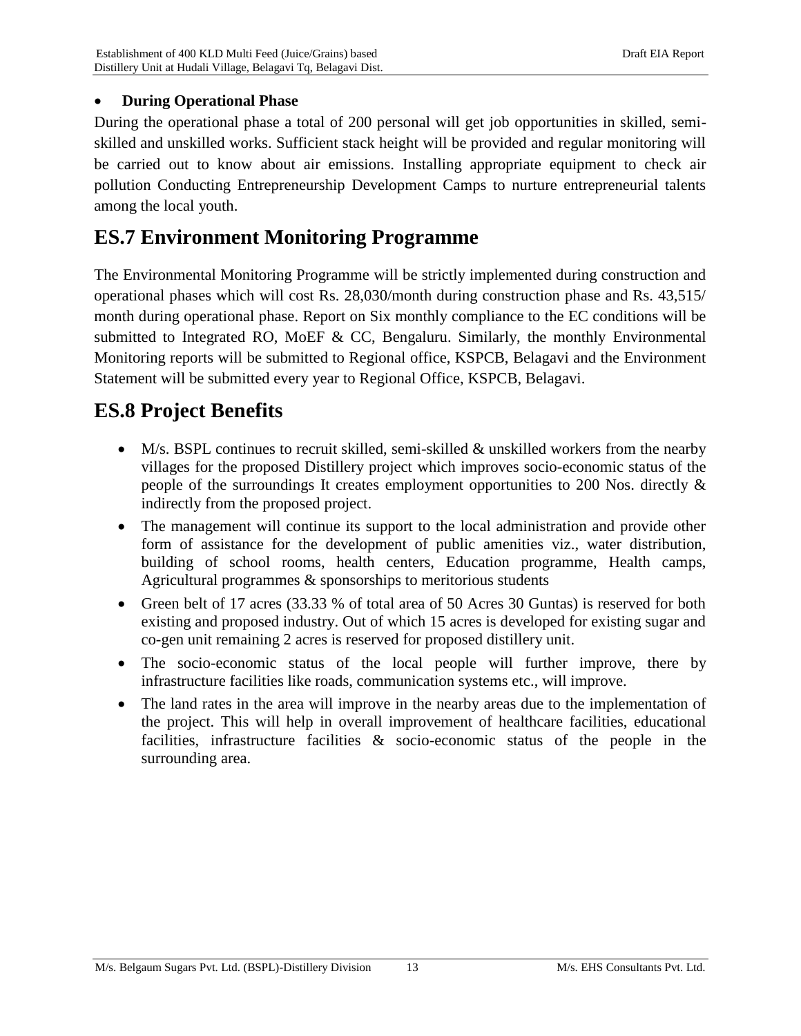- **During Operational Phase**

During the operational phase a total of 200 personal will get job opportunities in skilled, semi-skilled and unskilled works. Sufficient stack height will be provided and regular monitoring will be carried out to know about air emissions. Installing appropriate equipment to check air pollution Conducting Entrepreneurship Development Camps to nurture entrepreneurial talents among the local youth.

## ES.7 Environment Monitoring Programme

The Environmental Monitoring Programme will be strictly implemented during construction and operational phases which will cost Rs. 28,030/month during construction phase and Rs. 43,515/ month during operational phase. Report on Six monthly compliance to the EC conditions will be submitted to Integrated RO, MoEF & CC, Bengaluru. Similarly, the monthly Environmental Monitoring reports will be submitted to Regional office, KSPCB, Belagavi and the Environment Statement will be submitted every year to Regional Office, KSPCB, Belagavi.

## ES.8 Project Benefits

- M/s. BSPL continues to recruit skilled, semi-skilled & unskilled workers from the nearby villages for the proposed Distillery project which improves socio-economic status of the people of the surroundings It creates employment opportunities to 200 Nos. directly & indirectly from the proposed project.
- The management will continue its support to the local administration and provide other form of assistance for the development of public amenities viz., water distribution, building of school rooms, health centers, Education programme, Health camps, Agricultural programmes & sponsorships to meritorious students
- Green belt of 17 acres (33.33 % of total area of 50 Acres 30 Guntas) is reserved for both existing and proposed industry. Out of which 15 acres is developed for existing sugar and co-gen unit remaining 2 acres is reserved for proposed distillery unit.
- The socio-economic status of the local people will further improve, there by infrastructure facilities like roads, communication systems etc., will improve.
- The land rates in the area will improve in the nearby areas due to the implementation of the project. This will help in overall improvement of healthcare facilities, educational facilities, infrastructure facilities & socio-economic status of the people in the surrounding area.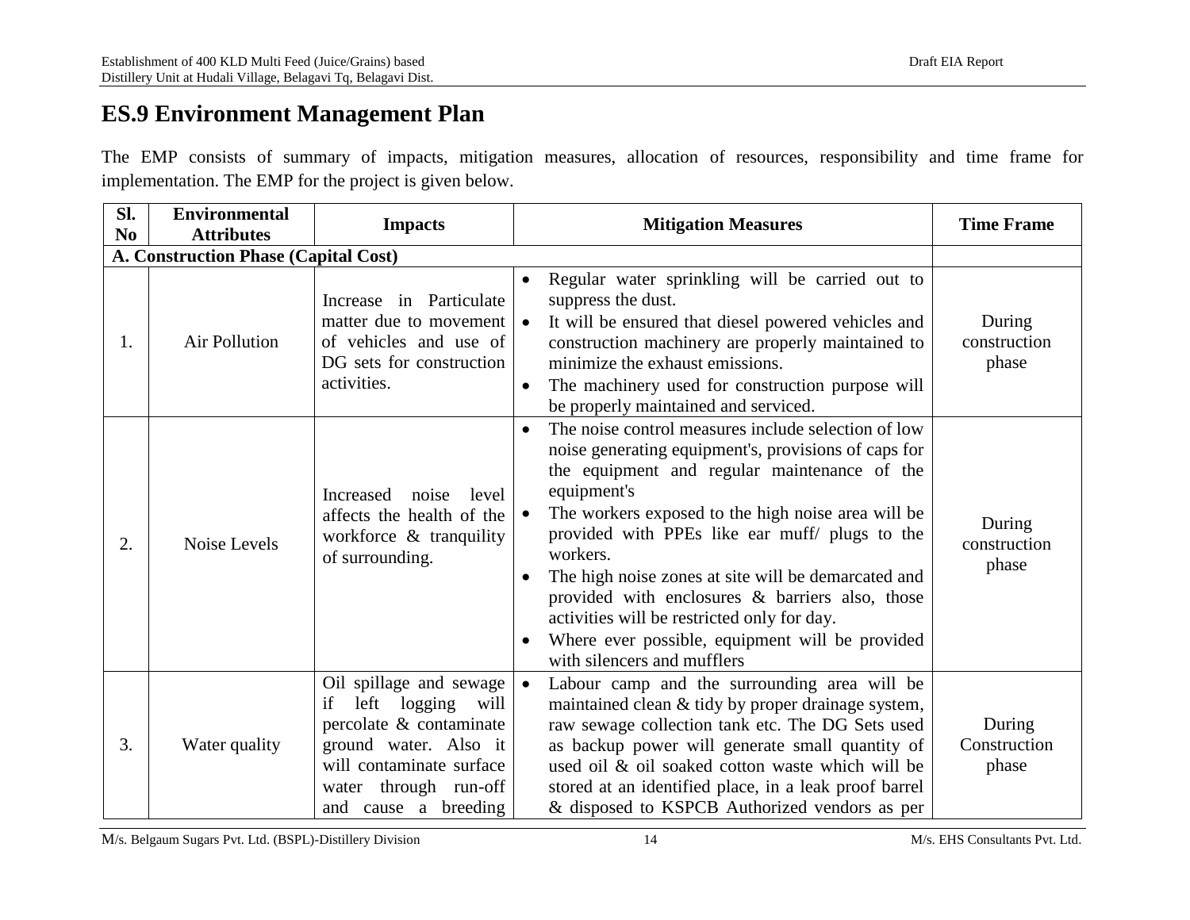## ES.9 Environment Management Plan

The EMP consists of summary of impacts, mitigation measures, allocation of resources, responsibility and time frame for implementation. The EMP for the project is given below.

| Sl. No | Environmental Attributes | Impacts | Mitigation Measures | Time Frame |
|---|---|---|---|---|
| **A. Construction Phase (Capital Cost)** | | | | |
| 1. | Air Pollution | Increase in Particulate matter due to movement of vehicles and use of DG sets for construction activities. | • Regular water sprinkling will be carried out to suppress the dust.<br>• It will be ensured that diesel powered vehicles and construction machinery are properly maintained to minimize the exhaust emissions.<br>• The machinery used for construction purpose will be properly maintained and serviced. | During construction phase |
| 2. | Noise Levels | Increased noise level affects the health of the workforce & tranquility of surrounding. | • The noise control measures include selection of low noise generating equipment's, provisions of caps for the equipment and regular maintenance of the equipment's<br>• The workers exposed to the high noise area will be provided with PPEs like ear muff/ plugs to the workers.<br>• The high noise zones at site will be demarcated and provided with enclosures & barriers also, those activities will be restricted only for day.<br>• Where ever possible, equipment will be provided with silencers and mufflers | During construction phase |
| 3. | Water quality | Oil spillage and sewage if left logging will percolate & contaminate ground water. Also it will contaminate surface water through run-off and cause a breeding | • Labour camp and the surrounding area will be maintained clean & tidy by proper drainage system, raw sewage collection tank etc. The DG Sets used as backup power will generate small quantity of used oil & oil soaked cotton waste which will be stored at an identified place, in a leak proof barrel & disposed to KSPCB Authorized vendors as per | During Construction phase |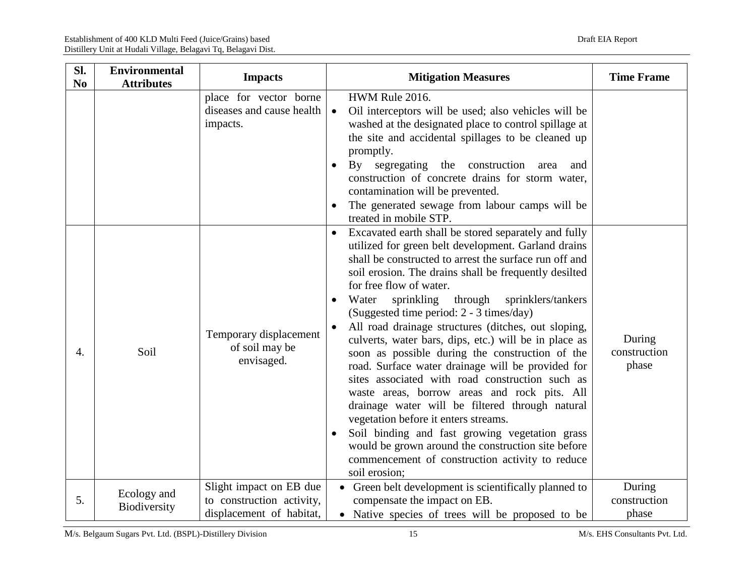| Sl. No | Environmental Attributes | Impacts | Mitigation Measures | Time Frame |
|---|---|---|---|---|
| | | place for vector borne diseases and cause health impacts. | HWM Rule 2016.<br>• Oil interceptors will be used; also vehicles will be washed at the designated place to control spillage at the site and accidental spillages to be cleaned up promptly.<br>• By segregating the construction area and construction of concrete drains for storm water, contamination will be prevented.<br>• The generated sewage from labour camps will be treated in mobile STP. | |
| 4. | Soil | Temporary displacement of soil may be envisaged. | • Excavated earth shall be stored separately and fully utilized for green belt development. Garland drains shall be constructed to arrest the surface run off and soil erosion. The drains shall be frequently desilted for free flow of water.<br>• Water sprinkling through sprinklers/tankers (Suggested time period: 2 - 3 times/day)<br>• All road drainage structures (ditches, out sloping, culverts, water bars, dips, etc.) will be in place as soon as possible during the construction of the road. Surface water drainage will be provided for sites associated with road construction such as waste areas, borrow areas and rock pits. All drainage water will be filtered through natural vegetation before it enters streams.<br>• Soil binding and fast growing vegetation grass would be grown around the construction site before commencement of construction activity to reduce soil erosion; | During construction phase |
| 5. | Ecology and Biodiversity | Slight impact on EB due to construction activity, displacement of habitat, | • Green belt development is scientifically planned to compensate the impact on EB.<br>• Native species of trees will be proposed to be | During construction phase |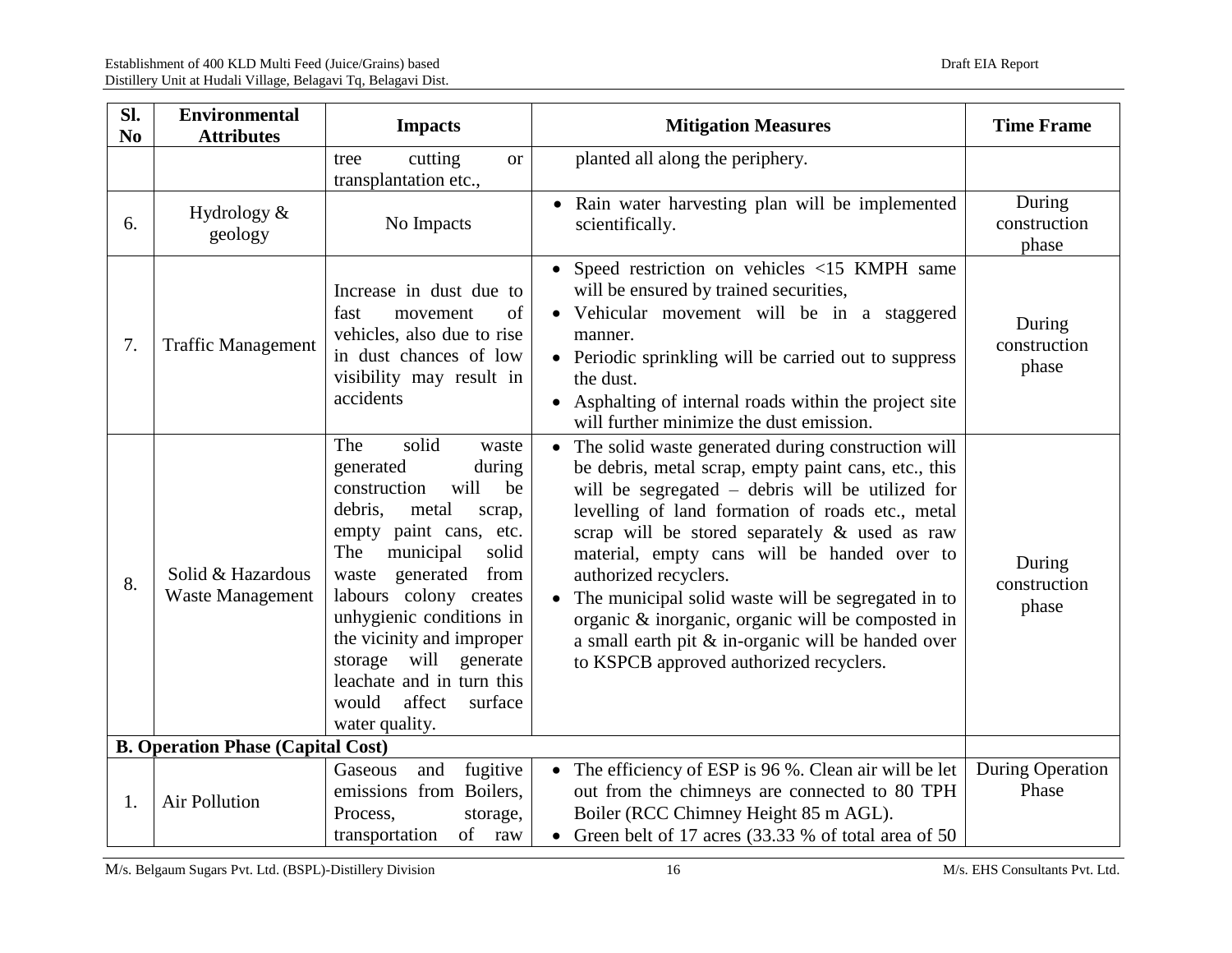| Sl. No | Environmental Attributes | Impacts | Mitigation Measures | Time Frame |
|---|---|---|---|---|
| | | tree cutting or transplantation etc., | planted all along the periphery. | |
| 6. | Hydrology & geology | No Impacts | • Rain water harvesting plan will be implemented scientifically. | During construction phase |
| 7. | Traffic Management | Increase in dust due to fast movement of vehicles, also due to rise in dust chances of low visibility may result in accidents | • Speed restriction on vehicles <15 KMPH same will be ensured by trained securities,<br>• Vehicular movement will be in a staggered manner.<br>• Periodic sprinkling will be carried out to suppress the dust.<br>• Asphalting of internal roads within the project site will further minimize the dust emission. | During construction phase |
| 8. | Solid & Hazardous Waste Management | The solid waste generated during construction will be debris, metal scrap, empty paint cans, etc. The municipal solid waste generated from labours colony creates unhygienic conditions in the vicinity and improper storage will generate leachate and in turn this would affect surface water quality. | • The solid waste generated during construction will be debris, metal scrap, empty paint cans, etc., this will be segregated – debris will be utilized for levelling of land formation of roads etc., metal scrap will be stored separately & used as raw material, empty cans will be handed over to authorized recyclers.<br>• The municipal solid waste will be segregated in to organic & inorganic, organic will be composted in a small earth pit & in-organic will be handed over to KSPCB approved authorized recyclers. | During construction phase |
| **B. Operation Phase (Capital Cost)** | | | | |
| 1. | Air Pollution | Gaseous and fugitive emissions from Boilers, Process, storage, transportation of raw | • The efficiency of ESP is 96 %. Clean air will be let out from the chimneys are connected to 80 TPH Boiler (RCC Chimney Height 85 m AGL).<br>• Green belt of 17 acres (33.33 % of total area of 50 | During Operation Phase |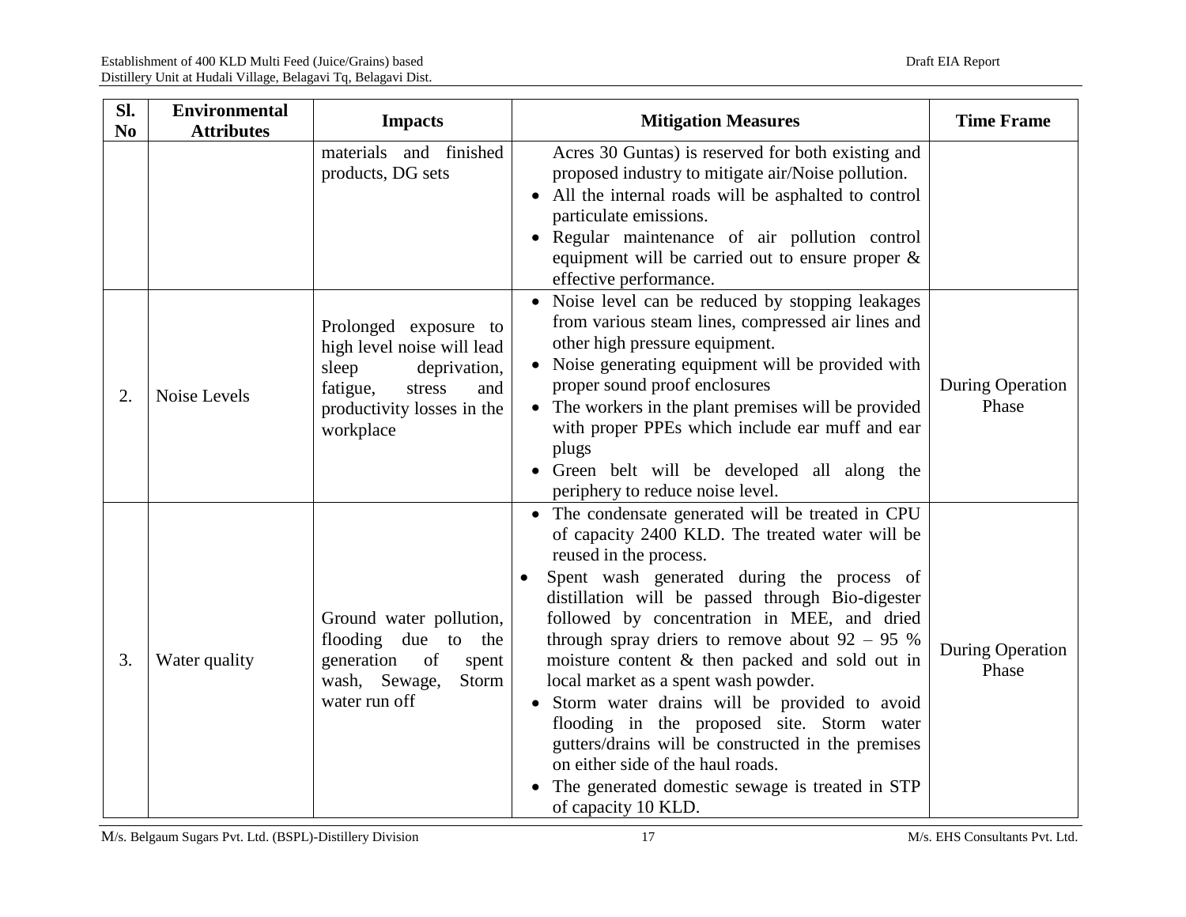| Sl. No | Environmental Attributes | Impacts | Mitigation Measures | Time Frame |
|---|---|---|---|---|
| | | materials and finished products, DG sets | Acres 30 Guntas) is reserved for both existing and proposed industry to mitigate air/Noise pollution. <br>• All the internal roads will be asphalted to control particulate emissions. <br>• Regular maintenance of air pollution control equipment will be carried out to ensure proper & effective performance. | |
| 2. | Noise Levels | Prolonged exposure to high level noise will lead sleep deprivation, fatigue, stress and productivity losses in the workplace | • Noise level can be reduced by stopping leakages from various steam lines, compressed air lines and other high pressure equipment. <br>• Noise generating equipment will be provided with proper sound proof enclosures <br>• The workers in the plant premises will be provided with proper PPEs which include ear muff and ear plugs <br>• Green belt will be developed all along the periphery to reduce noise level. | During Operation Phase |
| 3. | Water quality | Ground water pollution, flooding due to the generation of spent wash, Sewage, Storm water run off | • The condensate generated will be treated in CPU of capacity 2400 KLD. The treated water will be reused in the process. <br>• Spent wash generated during the process of distillation will be passed through Bio-digester followed by concentration in MEE, and dried through spray driers to remove about 92 – 95 % moisture content & then packed and sold out in local market as a spent wash powder. <br>• Storm water drains will be provided to avoid flooding in the proposed site. Storm water gutters/drains will be constructed in the premises on either side of the haul roads. <br>• The generated domestic sewage is treated in STP of capacity 10 KLD. | During Operation Phase |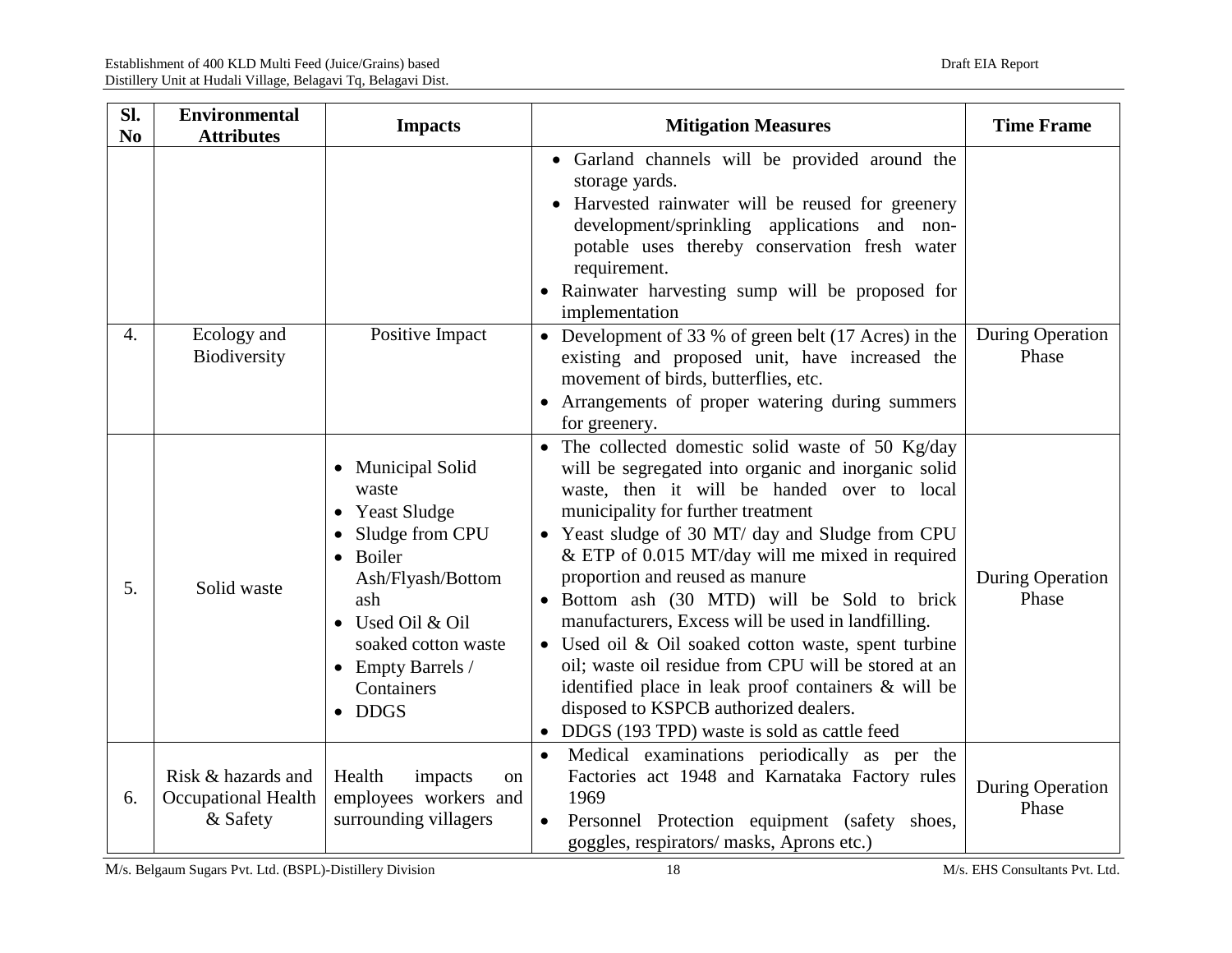| Sl. No | Environmental Attributes | Impacts | Mitigation Measures | Time Frame |
|---|---|---|---|---|
| | | | • Garland channels will be provided around the storage yards.<br>• Harvested rainwater will be reused for greenery development/sprinkling applications and non-potable uses thereby conservation fresh water requirement.<br>• Rainwater harvesting sump will be proposed for implementation | |
| 4. | Ecology and Biodiversity | Positive Impact | • Development of 33 % of green belt (17 Acres) in the existing and proposed unit, have increased the movement of birds, butterflies, etc.<br>• Arrangements of proper watering during summers for greenery. | During Operation Phase |
| 5. | Solid waste | • Municipal Solid waste<br>• Yeast Sludge<br>• Sludge from CPU<br>• Boiler Ash/Flyash/Bottom ash<br>• Used Oil & Oil soaked cotton waste<br>• Empty Barrels / Containers<br>• DDGS | • The collected domestic solid waste of 50 Kg/day will be segregated into organic and inorganic solid waste, then it will be handed over to local municipality for further treatment<br>• Yeast sludge of 30 MT/ day and Sludge from CPU & ETP of 0.015 MT/day will me mixed in required proportion and reused as manure<br>• Bottom ash (30 MTD) will be Sold to brick manufacturers, Excess will be used in landfilling.<br>• Used oil & Oil soaked cotton waste, spent turbine oil; waste oil residue from CPU will be stored at an identified place in leak proof containers & will be disposed to KSPCB authorized dealers.<br>• DDGS (193 TPD) waste is sold as cattle feed | During Operation Phase |
| 6. | Risk & hazards and Occupational Health & Safety | Health impacts on employees workers and surrounding villagers | • Medical examinations periodically as per the Factories act 1948 and Karnataka Factory rules 1969<br>• Personnel Protection equipment (safety shoes, goggles, respirators/ masks, Aprons etc.) | During Operation Phase |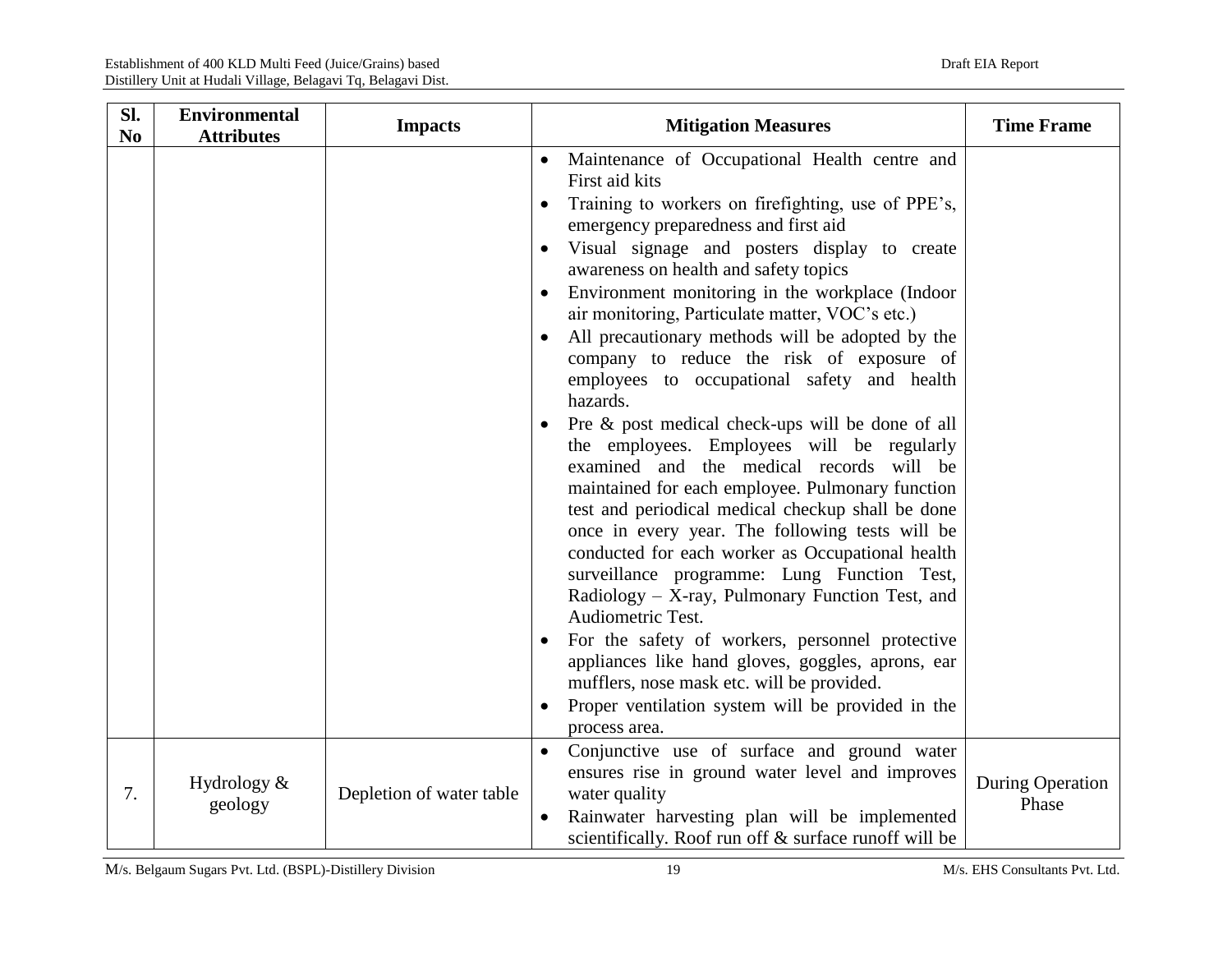| Sl. No | Environmental Attributes | Impacts | Mitigation Measures | Time Frame |
|---|---|---|---|---|
| | | | • Maintenance of Occupational Health centre and First aid kits<br>• Training to workers on firefighting, use of PPE's, emergency preparedness and first aid<br>• Visual signage and posters display to create awareness on health and safety topics<br>• Environment monitoring in the workplace (Indoor air monitoring, Particulate matter, VOC's etc.)<br>• All precautionary methods will be adopted by the company to reduce the risk of exposure of employees to occupational safety and health hazards.<br>• Pre & post medical check-ups will be done of all the employees. Employees will be regularly examined and the medical records will be maintained for each employee. Pulmonary function test and periodical medical checkup shall be done once in every year. The following tests will be conducted for each worker as Occupational health surveillance programme: Lung Function Test, Radiology – X-ray, Pulmonary Function Test, and Audiometric Test.<br>• For the safety of workers, personnel protective appliances like hand gloves, goggles, aprons, ear mufflers, nose mask etc. will be provided.<br>• Proper ventilation system will be provided in the process area. | |
| 7. | Hydrology & geology | Depletion of water table | • Conjunctive use of surface and ground water ensures rise in ground water level and improves water quality<br>• Rainwater harvesting plan will be implemented scientifically. Roof run off & surface runoff will be | During Operation Phase |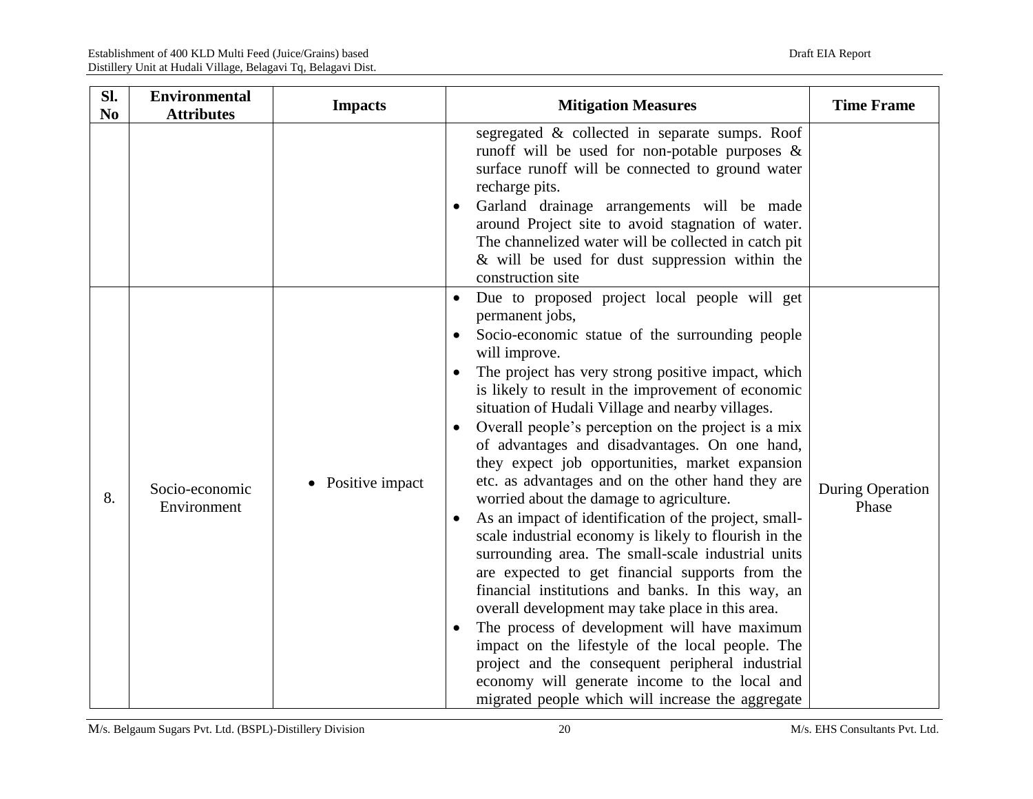| Sl. No | Environmental Attributes | Impacts | Mitigation Measures | Time Frame |
|---|---|---|---|---|
| | | | segregated & collected in separate sumps. Roof runoff will be used for non-potable purposes & surface runoff will be connected to ground water recharge pits. <br>• Garland drainage arrangements will be made around Project site to avoid stagnation of water. The channelized water will be collected in catch pit & will be used for dust suppression within the construction site | |
| 8. | Socio-economic Environment | • Positive impact | • Due to proposed project local people will get permanent jobs, <br>• Socio-economic statue of the surrounding people will improve. <br>• The project has very strong positive impact, which is likely to result in the improvement of economic situation of Hudali Village and nearby villages. <br>• Overall people's perception on the project is a mix of advantages and disadvantages. On one hand, they expect job opportunities, market expansion etc. as advantages and on the other hand they are worried about the damage to agriculture. <br>• As an impact of identification of the project, small-scale industrial economy is likely to flourish in the surrounding area. The small-scale industrial units are expected to get financial supports from the financial institutions and banks. In this way, an overall development may take place in this area. <br>• The process of development will have maximum impact on the lifestyle of the local people. The project and the consequent peripheral industrial economy will generate income to the local and migrated people which will increase the aggregate | During Operation Phase |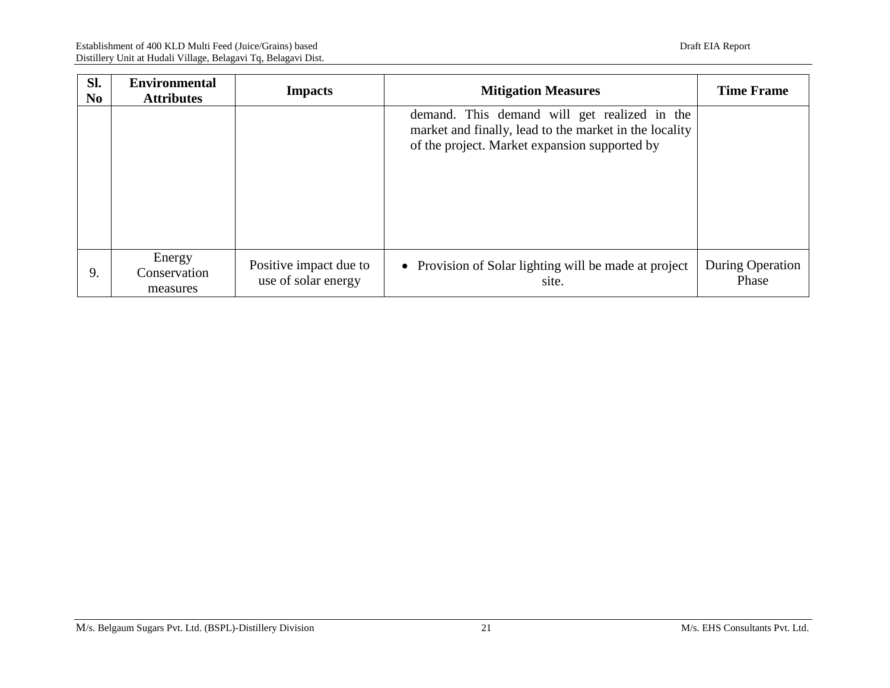| Sl. No | Environmental Attributes | Impacts | Mitigation Measures | Time Frame |
|---|---|---|---|---|
| | | | demand. This demand will get realized in the market and finally, lead to the market in the locality of the project. Market expansion supported by | |
| 9. | Energy Conservation measures | Positive impact due to use of solar energy | • Provision of Solar lighting will be made at project site. | During Operation Phase |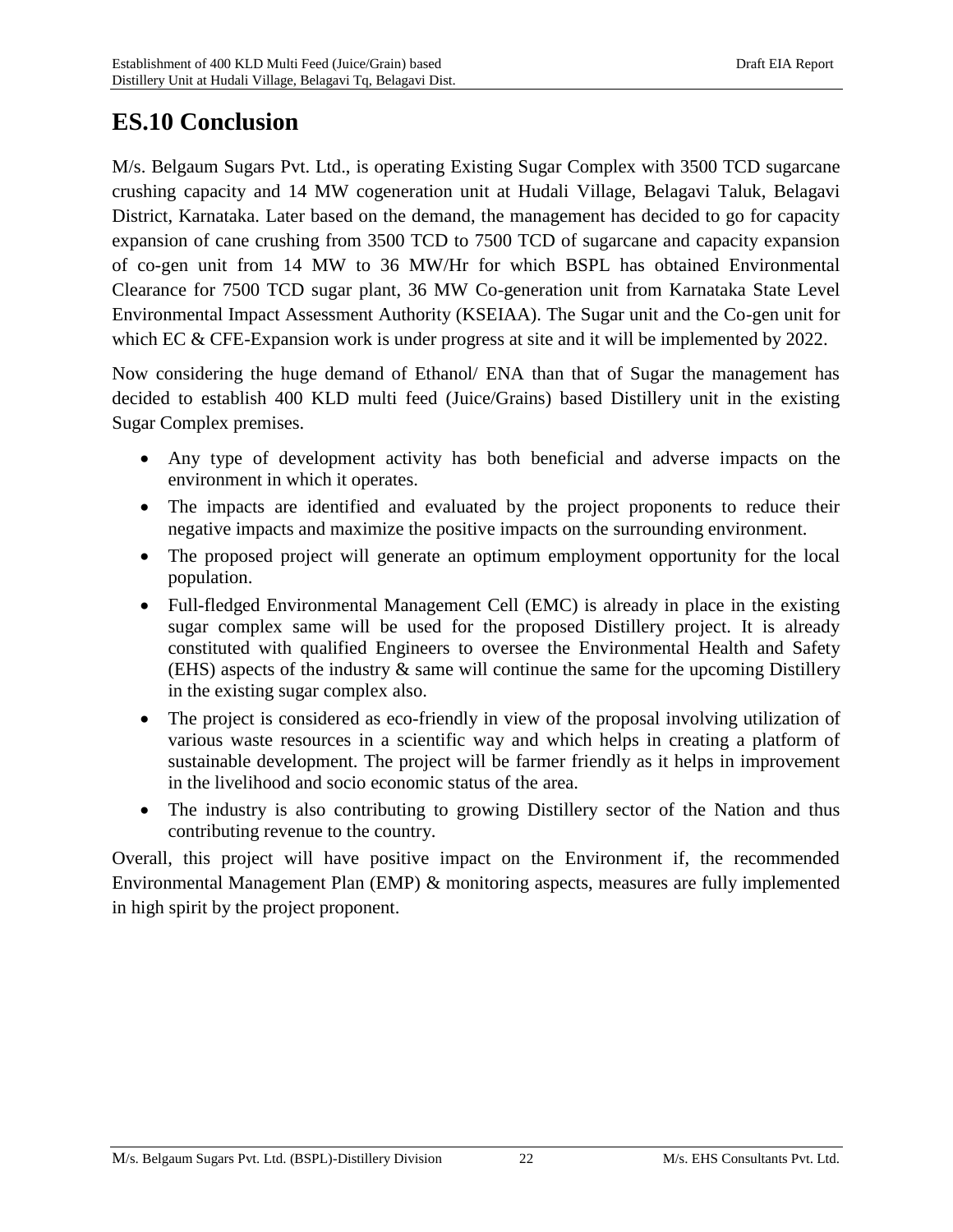## ES.10 Conclusion

M/s. Belgaum Sugars Pvt. Ltd., is operating Existing Sugar Complex with 3500 TCD sugarcane crushing capacity and 14 MW cogeneration unit at Hudali Village, Belagavi Taluk, Belagavi District, Karnataka. Later based on the demand, the management has decided to go for capacity expansion of cane crushing from 3500 TCD to 7500 TCD of sugarcane and capacity expansion of co-gen unit from 14 MW to 36 MW/Hr for which BSPL has obtained Environmental Clearance for 7500 TCD sugar plant, 36 MW Co-generation unit from Karnataka State Level Environmental Impact Assessment Authority (KSEIAA). The Sugar unit and the Co-gen unit for which EC & CFE-Expansion work is under progress at site and it will be implemented by 2022.

Now considering the huge demand of Ethanol/ ENA than that of Sugar the management has decided to establish 400 KLD multi feed (Juice/Grains) based Distillery unit in the existing Sugar Complex premises.

- Any type of development activity has both beneficial and adverse impacts on the environment in which it operates.
- The impacts are identified and evaluated by the project proponents to reduce their negative impacts and maximize the positive impacts on the surrounding environment.
- The proposed project will generate an optimum employment opportunity for the local population.
- Full-fledged Environmental Management Cell (EMC) is already in place in the existing sugar complex same will be used for the proposed Distillery project. It is already constituted with qualified Engineers to oversee the Environmental Health and Safety (EHS) aspects of the industry & same will continue the same for the upcoming Distillery in the existing sugar complex also.
- The project is considered as eco-friendly in view of the proposal involving utilization of various waste resources in a scientific way and which helps in creating a platform of sustainable development. The project will be farmer friendly as it helps in improvement in the livelihood and socio economic status of the area.
- The industry is also contributing to growing Distillery sector of the Nation and thus contributing revenue to the country.

Overall, this project will have positive impact on the Environment if, the recommended Environmental Management Plan (EMP) & monitoring aspects, measures are fully implemented in high spirit by the project proponent.